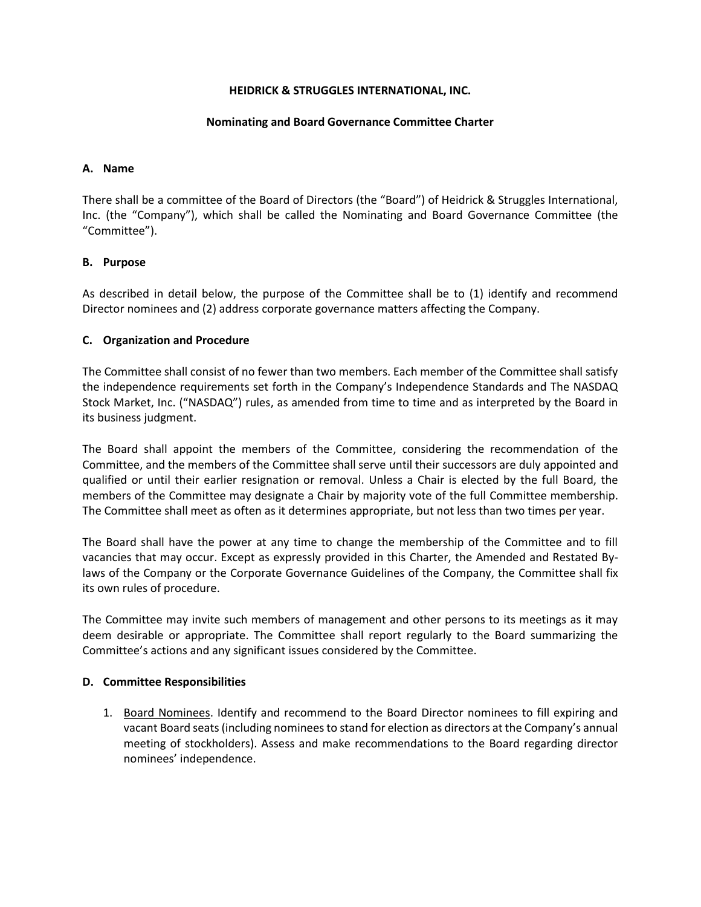# HEIDRICK & STRUGGLES INTERNATIONAL, INC.

## Nominating and Board Governance Committee Charter

### A. Name

There shall be a committee of the Board of Directors (the "Board") of Heidrick & Struggles International, Inc. (the "Company"), which shall be called the Nominating and Board Governance Committee (the "Committee").

### B. Purpose

As described in detail below, the purpose of the Committee shall be to (1) identify and recommend Director nominees and (2) address corporate governance matters affecting the Company.

### C. Organization and Procedure

The Committee shall consist of no fewer than two members. Each member of the Committee shall satisfy the independence requirements set forth in the Company's Independence Standards and The NASDAQ Stock Market, Inc. ("NASDAQ") rules, as amended from time to time and as interpreted by the Board in its business judgment.

The Board shall appoint the members of the Committee, considering the recommendation of the Committee, and the members of the Committee shall serve until their successors are duly appointed and qualified or until their earlier resignation or removal. Unless a Chair is elected by the full Board, the members of the Committee may designate a Chair by majority vote of the full Committee membership. The Committee shall meet as often as it determines appropriate, but not less than two times per year.

The Board shall have the power at any time to change the membership of the Committee and to fill vacancies that may occur. Except as expressly provided in this Charter, the Amended and Restated By-laws of the Company or the Corporate Governance Guidelines of the Company, the Committee shall fix its own rules of procedure.

The Committee may invite such members of management and other persons to its meetings as it may deem desirable or appropriate. The Committee shall report regularly to the Board summarizing the Committee's actions and any significant issues considered by the Committee.

### D. Committee Responsibilities

1. Board Nominees. Identify and recommend to the Board Director nominees to fill expiring and vacant Board seats (including nominees to stand for election as directors at the Company's annual meeting of stockholders). Assess and make recommendations to the Board regarding director nominees' independence.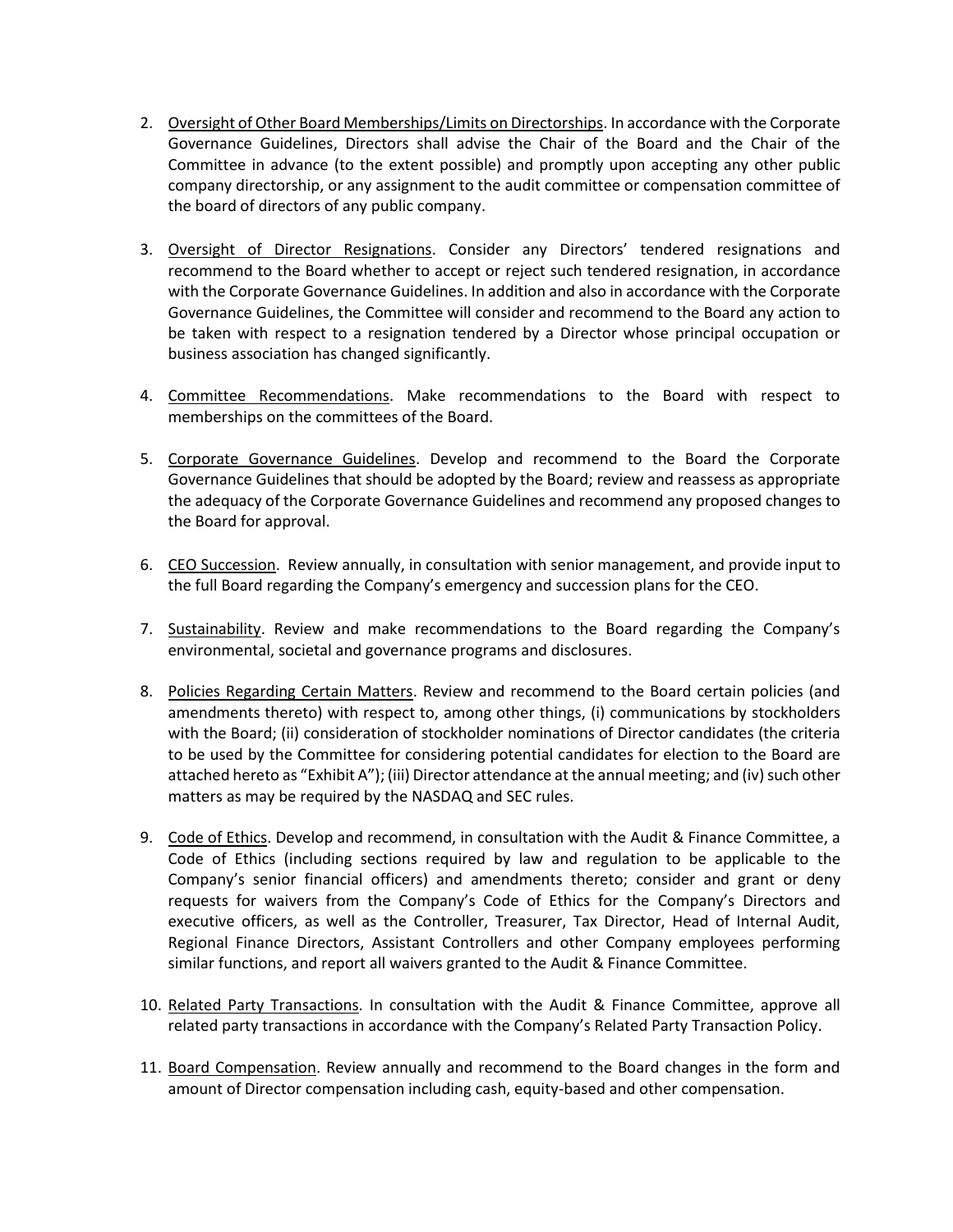2. <u>Oversight of Other Board Memberships/Limits on Directorships</u>. In accordance with the Corporate Governance Guidelines, Directors shall advise the Chair of the Board and the Chair of the Committee in advance (to the extent possible) and promptly upon accepting any other public company directorship, or any assignment to the audit committee or compensation committee of the board of directors of any public company.

3. <u>Oversight of Director Resignations</u>. Consider any Directors' tendered resignations and recommend to the Board whether to accept or reject such tendered resignation, in accordance with the Corporate Governance Guidelines. In addition and also in accordance with the Corporate Governance Guidelines, the Committee will consider and recommend to the Board any action to be taken with respect to a resignation tendered by a Director whose principal occupation or business association has changed significantly.

4. <u>Committee Recommendations</u>. Make recommendations to the Board with respect to memberships on the committees of the Board.

5. <u>Corporate Governance Guidelines</u>. Develop and recommend to the Board the Corporate Governance Guidelines that should be adopted by the Board; review and reassess as appropriate the adequacy of the Corporate Governance Guidelines and recommend any proposed changes to the Board for approval.

6. <u>CEO Succession</u>. Review annually, in consultation with senior management, and provide input to the full Board regarding the Company's emergency and succession plans for the CEO.

7. <u>Sustainability</u>. Review and make recommendations to the Board regarding the Company's environmental, societal and governance programs and disclosures.

8. <u>Policies Regarding Certain Matters</u>. Review and recommend to the Board certain policies (and amendments thereto) with respect to, among other things, (i) communications by stockholders with the Board; (ii) consideration of stockholder nominations of Director candidates (the criteria to be used by the Committee for considering potential candidates for election to the Board are attached hereto as "Exhibit A"); (iii) Director attendance at the annual meeting; and (iv) such other matters as may be required by the NASDAQ and SEC rules.

9. <u>Code of Ethics</u>. Develop and recommend, in consultation with the Audit & Finance Committee, a Code of Ethics (including sections required by law and regulation to be applicable to the Company's senior financial officers) and amendments thereto; consider and grant or deny requests for waivers from the Company's Code of Ethics for the Company's Directors and executive officers, as well as the Controller, Treasurer, Tax Director, Head of Internal Audit, Regional Finance Directors, Assistant Controllers and other Company employees performing similar functions, and report all waivers granted to the Audit & Finance Committee.

10. <u>Related Party Transactions</u>. In consultation with the Audit & Finance Committee, approve all related party transactions in accordance with the Company's Related Party Transaction Policy.

11. <u>Board Compensation</u>. Review annually and recommend to the Board changes in the form and amount of Director compensation including cash, equity-based and other compensation.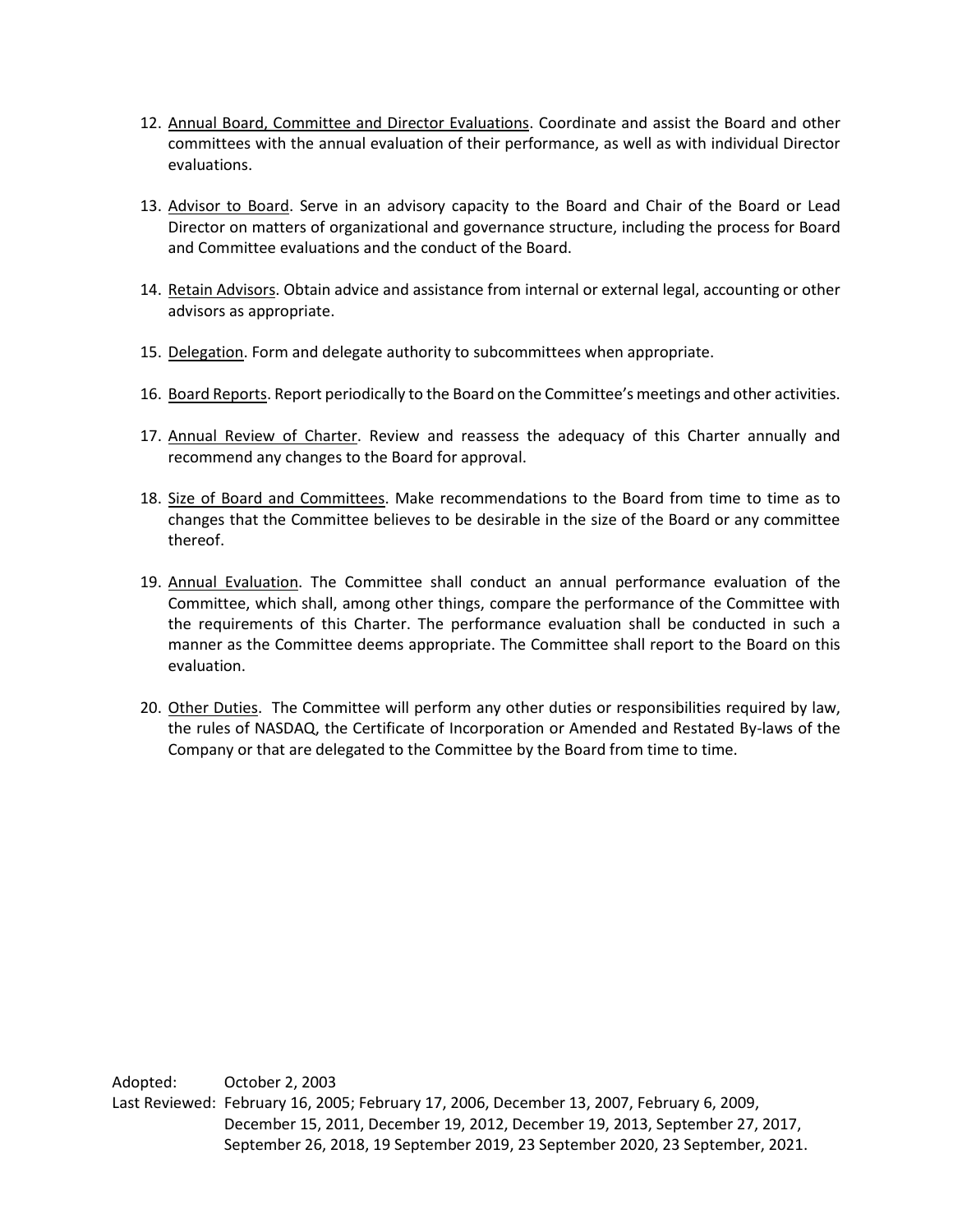12. Annual Board, Committee and Director Evaluations. Coordinate and assist the Board and other committees with the annual evaluation of their performance, as well as with individual Director evaluations.

13. Advisor to Board. Serve in an advisory capacity to the Board and Chair of the Board or Lead Director on matters of organizational and governance structure, including the process for Board and Committee evaluations and the conduct of the Board.

14. Retain Advisors. Obtain advice and assistance from internal or external legal, accounting or other advisors as appropriate.

15. Delegation. Form and delegate authority to subcommittees when appropriate.

16. Board Reports. Report periodically to the Board on the Committee's meetings and other activities.

17. Annual Review of Charter. Review and reassess the adequacy of this Charter annually and recommend any changes to the Board for approval.

18. Size of Board and Committees. Make recommendations to the Board from time to time as to changes that the Committee believes to be desirable in the size of the Board or any committee thereof.

19. Annual Evaluation. The Committee shall conduct an annual performance evaluation of the Committee, which shall, among other things, compare the performance of the Committee with the requirements of this Charter. The performance evaluation shall be conducted in such a manner as the Committee deems appropriate. The Committee shall report to the Board on this evaluation.

20. Other Duties. The Committee will perform any other duties or responsibilities required by law, the rules of NASDAQ, the Certificate of Incorporation or Amended and Restated By-laws of the Company or that are delegated to the Committee by the Board from time to time.

Adopted: October 2, 2003

Last Reviewed: February 16, 2005; February 17, 2006, December 13, 2007, February 6, 2009, December 15, 2011, December 19, 2012, December 19, 2013, September 27, 2017, September 26, 2018, 19 September 2019, 23 September 2020, 23 September, 2021.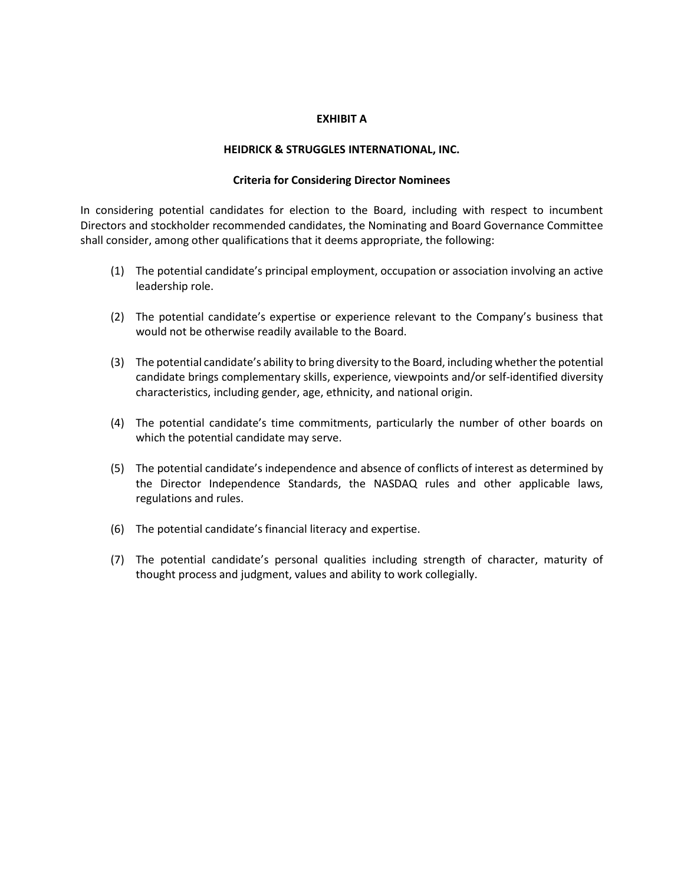**EXHIBIT A**

**HEIDRICK & STRUGGLES INTERNATIONAL, INC.**

**Criteria for Considering Director Nominees**

In considering potential candidates for election to the Board, including with respect to incumbent Directors and stockholder recommended candidates, the Nominating and Board Governance Committee shall consider, among other qualifications that it deems appropriate, the following:

(1) The potential candidate's principal employment, occupation or association involving an active leadership role.

(2) The potential candidate's expertise or experience relevant to the Company's business that would not be otherwise readily available to the Board.

(3) The potential candidate's ability to bring diversity to the Board, including whether the potential candidate brings complementary skills, experience, viewpoints and/or self-identified diversity characteristics, including gender, age, ethnicity, and national origin.

(4) The potential candidate's time commitments, particularly the number of other boards on which the potential candidate may serve.

(5) The potential candidate's independence and absence of conflicts of interest as determined by the Director Independence Standards, the NASDAQ rules and other applicable laws, regulations and rules.

(6) The potential candidate's financial literacy and expertise.

(7) The potential candidate's personal qualities including strength of character, maturity of thought process and judgment, values and ability to work collegially.